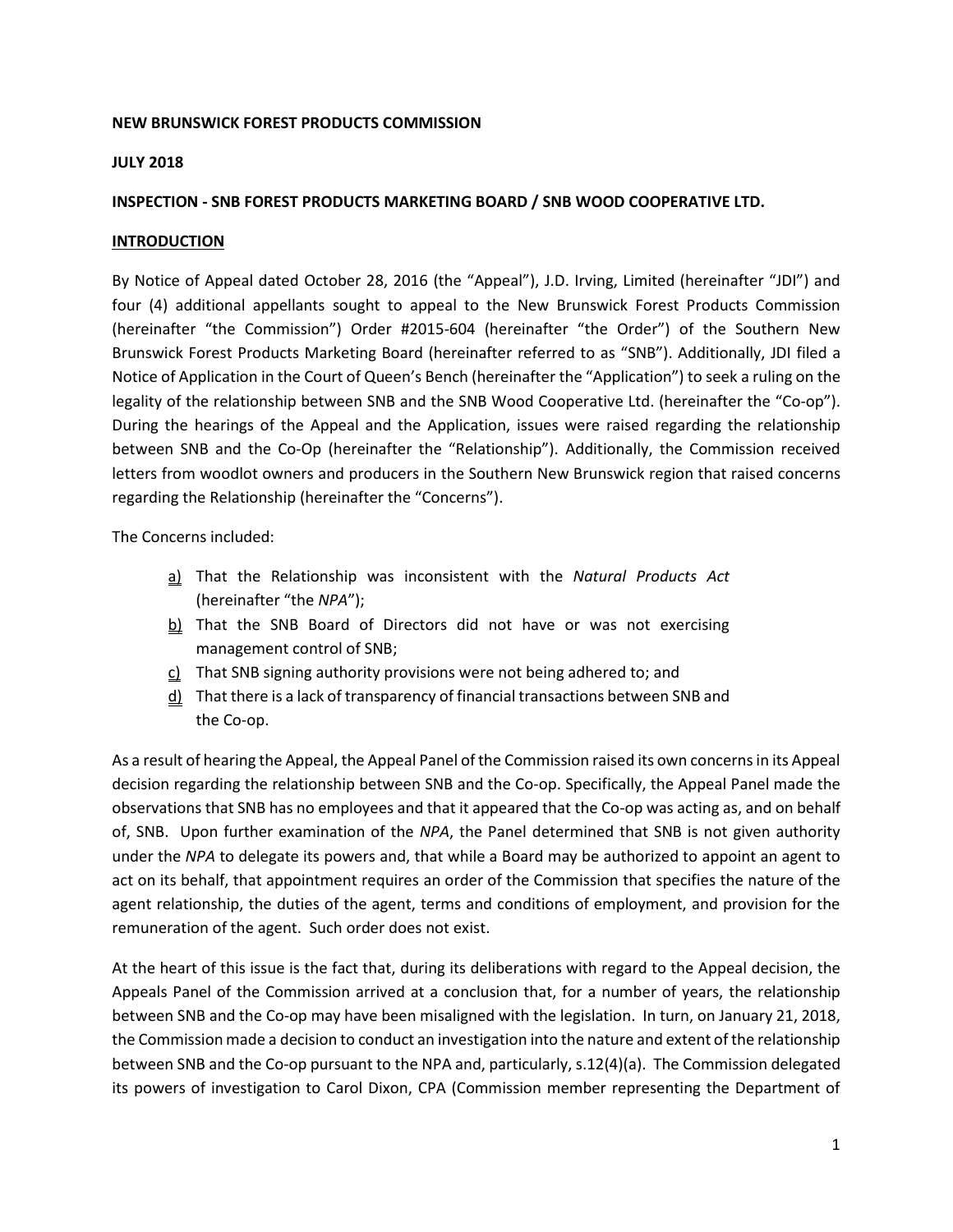**NEW BRUNSWICK FOREST PRODUCTS COMMISSION**

**JULY 2018**

**INSPECTION - SNB FOREST PRODUCTS MARKETING BOARD / SNB WOOD COOPERATIVE LTD.**

**INTRODUCTION**

By Notice of Appeal dated October 28, 2016 (the "Appeal"), J.D. Irving, Limited (hereinafter "JDI") and four (4) additional appellants sought to appeal to the New Brunswick Forest Products Commission (hereinafter "the Commission") Order #2015-604 (hereinafter "the Order") of the Southern New Brunswick Forest Products Marketing Board (hereinafter referred to as "SNB"). Additionally, JDI filed a Notice of Application in the Court of Queen's Bench (hereinafter the "Application") to seek a ruling on the legality of the relationship between SNB and the SNB Wood Cooperative Ltd. (hereinafter the "Co-op"). During the hearings of the Appeal and the Application, issues were raised regarding the relationship between SNB and the Co-Op (hereinafter the "Relationship"). Additionally, the Commission received letters from woodlot owners and producers in the Southern New Brunswick region that raised concerns regarding the Relationship (hereinafter the "Concerns").

The Concerns included:

a) That the Relationship was inconsistent with the *Natural Products Act* (hereinafter "the *NPA*");
b) That the SNB Board of Directors did not have or was not exercising management control of SNB;
c) That SNB signing authority provisions were not being adhered to; and
d) That there is a lack of transparency of financial transactions between SNB and the Co-op.

As a result of hearing the Appeal, the Appeal Panel of the Commission raised its own concerns in its Appeal decision regarding the relationship between SNB and the Co-op. Specifically, the Appeal Panel made the observations that SNB has no employees and that it appeared that the Co-op was acting as, and on behalf of, SNB. Upon further examination of the *NPA*, the Panel determined that SNB is not given authority under the *NPA* to delegate its powers and, that while a Board may be authorized to appoint an agent to act on its behalf, that appointment requires an order of the Commission that specifies the nature of the agent relationship, the duties of the agent, terms and conditions of employment, and provision for the remuneration of the agent. Such order does not exist.

At the heart of this issue is the fact that, during its deliberations with regard to the Appeal decision, the Appeals Panel of the Commission arrived at a conclusion that, for a number of years, the relationship between SNB and the Co-op may have been misaligned with the legislation. In turn, on January 21, 2018, the Commission made a decision to conduct an investigation into the nature and extent of the relationship between SNB and the Co-op pursuant to the NPA and, particularly, s.12(4)(a). The Commission delegated its powers of investigation to Carol Dixon, CPA (Commission member representing the Department of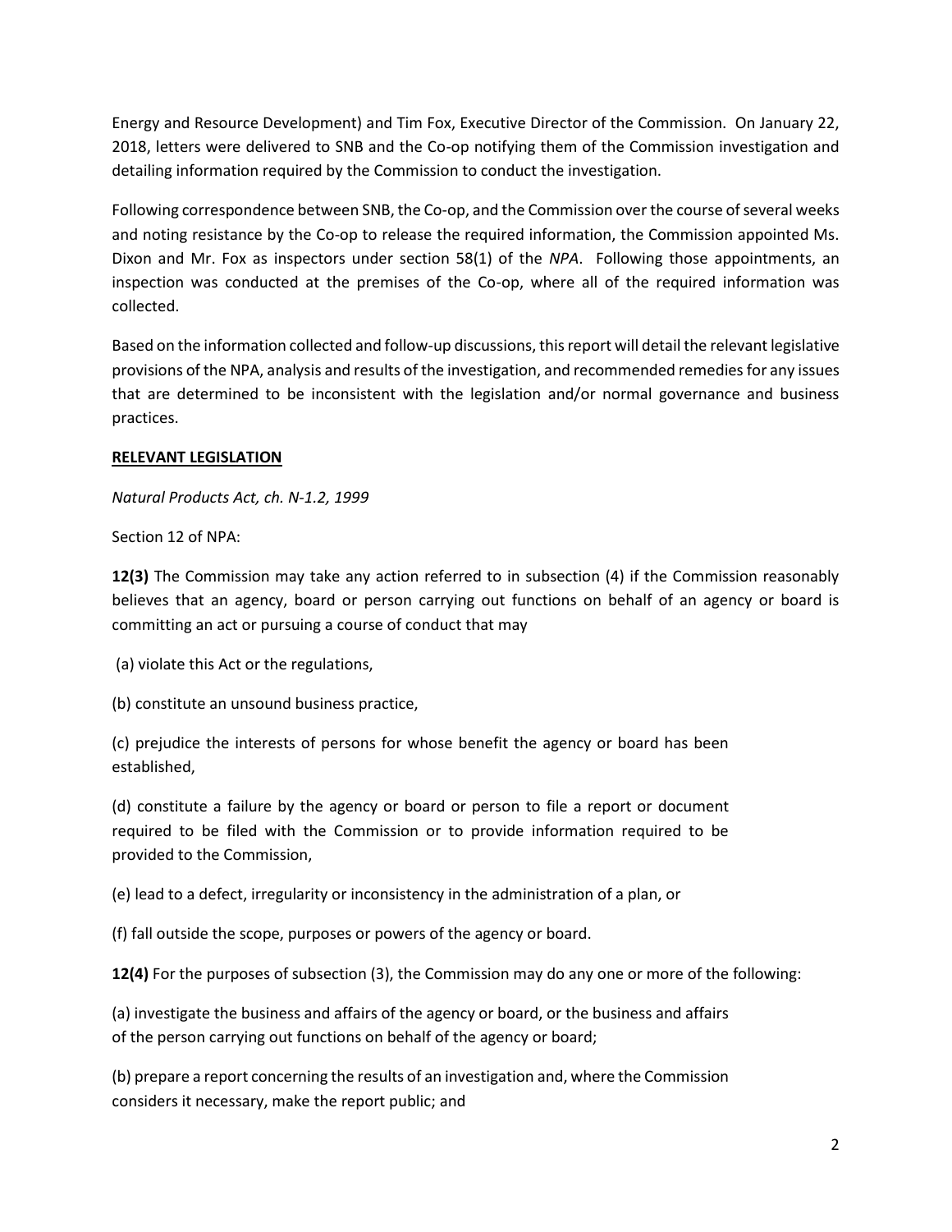Energy and Resource Development) and Tim Fox, Executive Director of the Commission. On January 22, 2018, letters were delivered to SNB and the Co-op notifying them of the Commission investigation and detailing information required by the Commission to conduct the investigation.

Following correspondence between SNB, the Co-op, and the Commission over the course of several weeks and noting resistance by the Co-op to release the required information, the Commission appointed Ms. Dixon and Mr. Fox as inspectors under section 58(1) of the *NPA*. Following those appointments, an inspection was conducted at the premises of the Co-op, where all of the required information was collected.

Based on the information collected and follow-up discussions, this report will detail the relevant legislative provisions of the NPA, analysis and results of the investigation, and recommended remedies for any issues that are determined to be inconsistent with the legislation and/or normal governance and business practices.

## RELEVANT LEGISLATION

*Natural Products Act, ch. N-1.2, 1999*

Section 12 of NPA:

**12(3)** The Commission may take any action referred to in subsection (4) if the Commission reasonably believes that an agency, board or person carrying out functions on behalf of an agency or board is committing an act or pursuing a course of conduct that may

(a) violate this Act or the regulations,

(b) constitute an unsound business practice,

(c) prejudice the interests of persons for whose benefit the agency or board has been established,

(d) constitute a failure by the agency or board or person to file a report or document required to be filed with the Commission or to provide information required to be provided to the Commission,

(e) lead to a defect, irregularity or inconsistency in the administration of a plan, or

(f) fall outside the scope, purposes or powers of the agency or board.

**12(4)** For the purposes of subsection (3), the Commission may do any one or more of the following:

(a) investigate the business and affairs of the agency or board, or the business and affairs of the person carrying out functions on behalf of the agency or board;

(b) prepare a report concerning the results of an investigation and, where the Commission considers it necessary, make the report public; and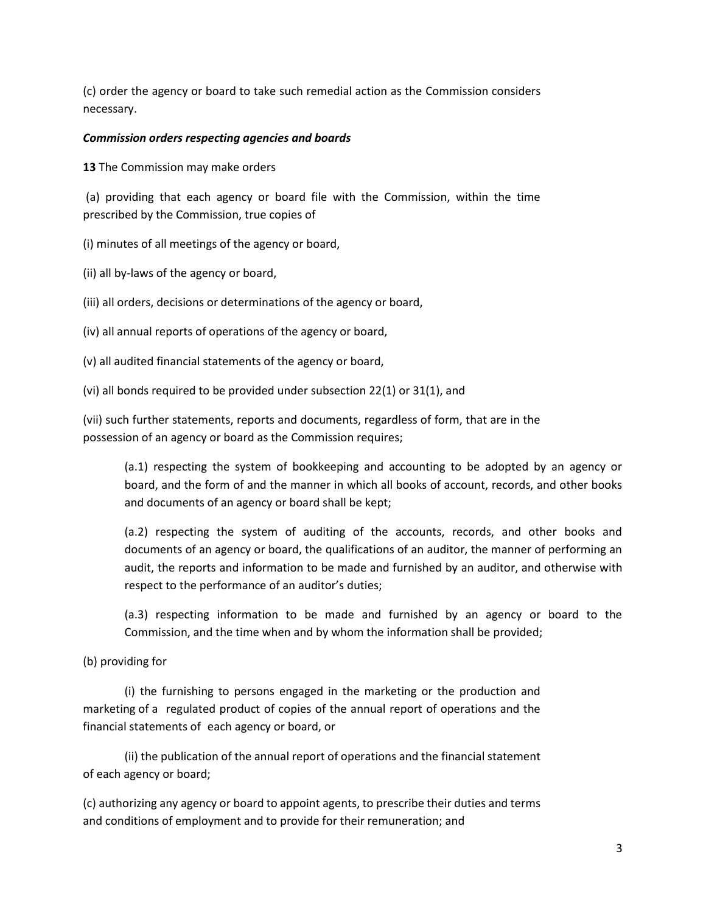(c) order the agency or board to take such remedial action as the Commission considers necessary.

***Commission orders respecting agencies and boards***

**13** The Commission may make orders

(a) providing that each agency or board file with the Commission, within the time prescribed by the Commission, true copies of

(i) minutes of all meetings of the agency or board,

(ii) all by-laws of the agency or board,

(iii) all orders, decisions or determinations of the agency or board,

(iv) all annual reports of operations of the agency or board,

(v) all audited financial statements of the agency or board,

(vi) all bonds required to be provided under subsection 22(1) or 31(1), and

(vii) such further statements, reports and documents, regardless of form, that are in the possession of an agency or board as the Commission requires;

(a.1) respecting the system of bookkeeping and accounting to be adopted by an agency or board, and the form of and the manner in which all books of account, records, and other books and documents of an agency or board shall be kept;

(a.2) respecting the system of auditing of the accounts, records, and other books and documents of an agency or board, the qualifications of an auditor, the manner of performing an audit, the reports and information to be made and furnished by an auditor, and otherwise with respect to the performance of an auditor's duties;

(a.3) respecting information to be made and furnished by an agency or board to the Commission, and the time when and by whom the information shall be provided;

(b) providing for

(i) the furnishing to persons engaged in the marketing or the production and marketing of a regulated product of copies of the annual report of operations and the financial statements of each agency or board, or

(ii) the publication of the annual report of operations and the financial statement of each agency or board;

(c) authorizing any agency or board to appoint agents, to prescribe their duties and terms and conditions of employment and to provide for their remuneration; and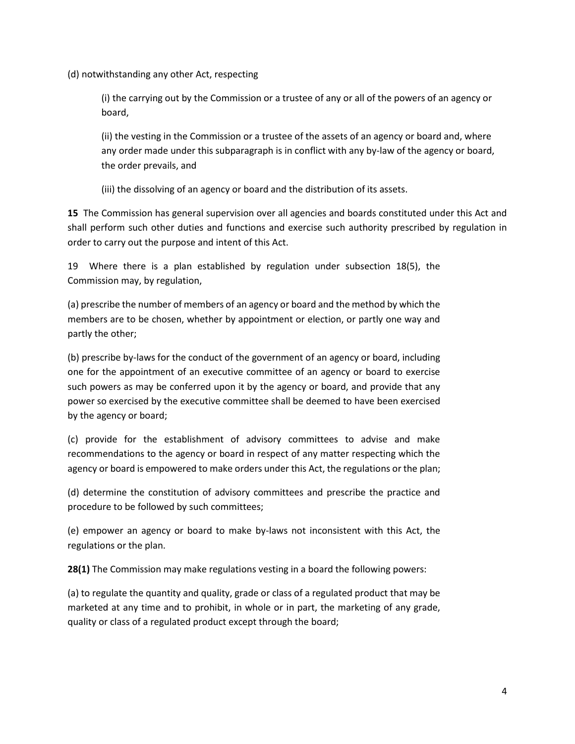(d) notwithstanding any other Act, respecting

(i) the carrying out by the Commission or a trustee of any or all of the powers of an agency or board,

(ii) the vesting in the Commission or a trustee of the assets of an agency or board and, where any order made under this subparagraph is in conflict with any by-law of the agency or board, the order prevails, and

(iii) the dissolving of an agency or board and the distribution of its assets.

**15** The Commission has general supervision over all agencies and boards constituted under this Act and shall perform such other duties and functions and exercise such authority prescribed by regulation in order to carry out the purpose and intent of this Act.

19 Where there is a plan established by regulation under subsection 18(5), the Commission may, by regulation,

(a) prescribe the number of members of an agency or board and the method by which the members are to be chosen, whether by appointment or election, or partly one way and partly the other;

(b) prescribe by-laws for the conduct of the government of an agency or board, including one for the appointment of an executive committee of an agency or board to exercise such powers as may be conferred upon it by the agency or board, and provide that any power so exercised by the executive committee shall be deemed to have been exercised by the agency or board;

(c) provide for the establishment of advisory committees to advise and make recommendations to the agency or board in respect of any matter respecting which the agency or board is empowered to make orders under this Act, the regulations or the plan;

(d) determine the constitution of advisory committees and prescribe the practice and procedure to be followed by such committees;

(e) empower an agency or board to make by-laws not inconsistent with this Act, the regulations or the plan.

**28(1)** The Commission may make regulations vesting in a board the following powers:

(a) to regulate the quantity and quality, grade or class of a regulated product that may be marketed at any time and to prohibit, in whole or in part, the marketing of any grade, quality or class of a regulated product except through the board;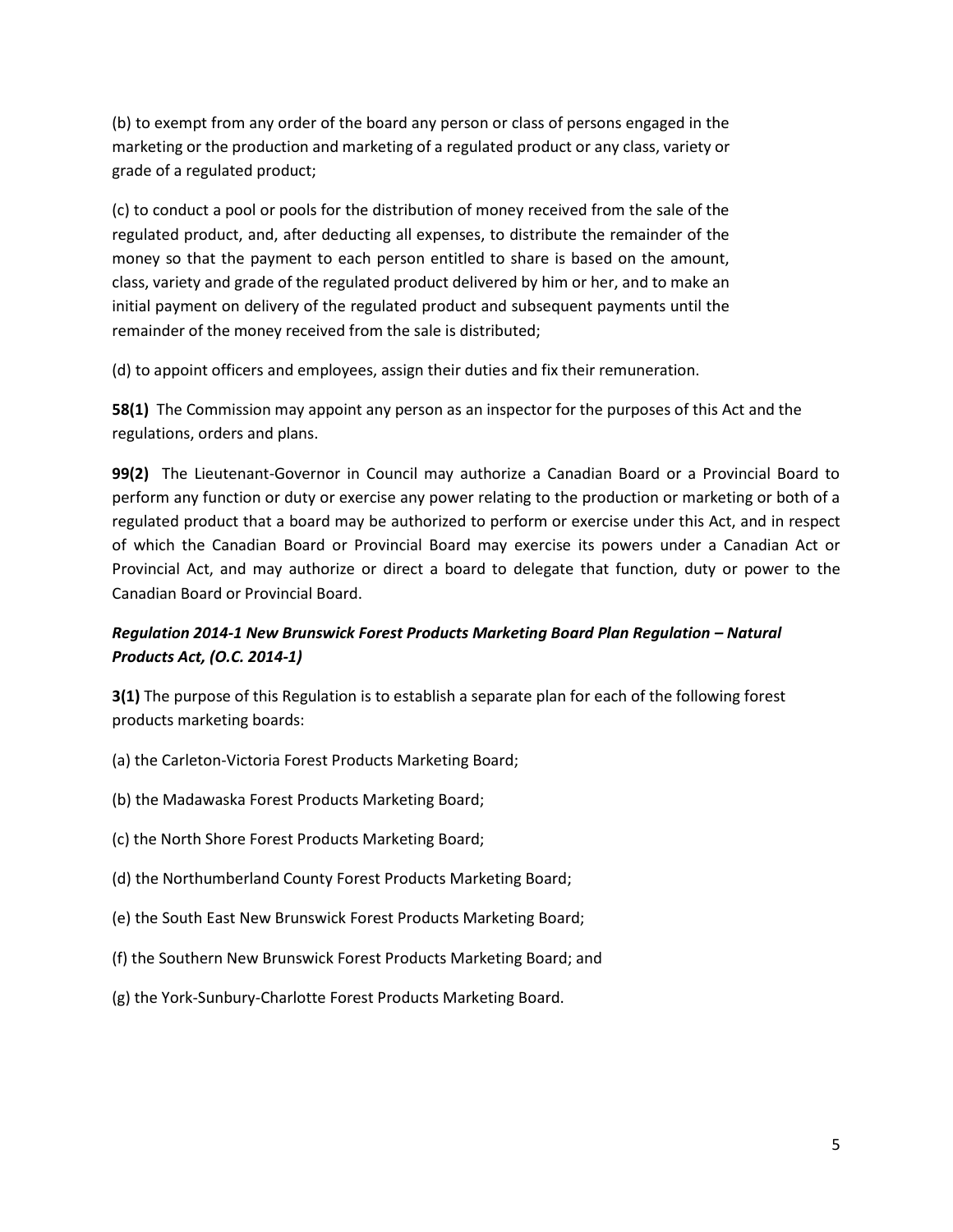(b) to exempt from any order of the board any person or class of persons engaged in the marketing or the production and marketing of a regulated product or any class, variety or grade of a regulated product;

(c) to conduct a pool or pools for the distribution of money received from the sale of the regulated product, and, after deducting all expenses, to distribute the remainder of the money so that the payment to each person entitled to share is based on the amount, class, variety and grade of the regulated product delivered by him or her, and to make an initial payment on delivery of the regulated product and subsequent payments until the remainder of the money received from the sale is distributed;

(d) to appoint officers and employees, assign their duties and fix their remuneration.

**58(1)** The Commission may appoint any person as an inspector for the purposes of this Act and the regulations, orders and plans.

**99(2)** The Lieutenant-Governor in Council may authorize a Canadian Board or a Provincial Board to perform any function or duty or exercise any power relating to the production or marketing or both of a regulated product that a board may be authorized to perform or exercise under this Act, and in respect of which the Canadian Board or Provincial Board may exercise its powers under a Canadian Act or Provincial Act, and may authorize or direct a board to delegate that function, duty or power to the Canadian Board or Provincial Board.

***Regulation 2014-1 New Brunswick Forest Products Marketing Board Plan Regulation – Natural Products Act, (O.C. 2014-1)***

**3(1)** The purpose of this Regulation is to establish a separate plan for each of the following forest products marketing boards:

(a) the Carleton-Victoria Forest Products Marketing Board;

(b) the Madawaska Forest Products Marketing Board;

(c) the North Shore Forest Products Marketing Board;

(d) the Northumberland County Forest Products Marketing Board;

(e) the South East New Brunswick Forest Products Marketing Board;

(f) the Southern New Brunswick Forest Products Marketing Board; and

(g) the York-Sunbury-Charlotte Forest Products Marketing Board.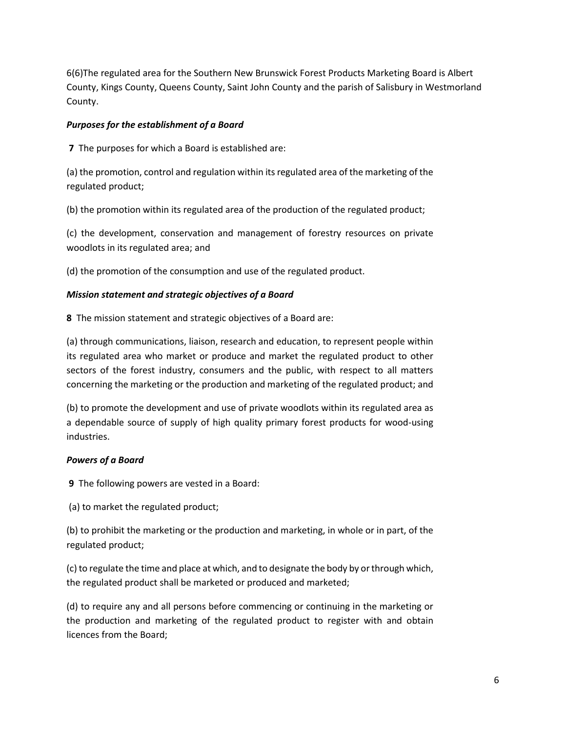6(6)The regulated area for the Southern New Brunswick Forest Products Marketing Board is Albert County, Kings County, Queens County, Saint John County and the parish of Salisbury in Westmorland County.

***Purposes for the establishment of a Board***

**7** The purposes for which a Board is established are:

(a) the promotion, control and regulation within its regulated area of the marketing of the regulated product;

(b) the promotion within its regulated area of the production of the regulated product;

(c) the development, conservation and management of forestry resources on private woodlots in its regulated area; and

(d) the promotion of the consumption and use of the regulated product.

***Mission statement and strategic objectives of a Board***

**8** The mission statement and strategic objectives of a Board are:

(a) through communications, liaison, research and education, to represent people within its regulated area who market or produce and market the regulated product to other sectors of the forest industry, consumers and the public, with respect to all matters concerning the marketing or the production and marketing of the regulated product; and

(b) to promote the development and use of private woodlots within its regulated area as a dependable source of supply of high quality primary forest products for wood-using industries.

***Powers of a Board***

**9** The following powers are vested in a Board:

(a) to market the regulated product;

(b) to prohibit the marketing or the production and marketing, in whole or in part, of the regulated product;

(c) to regulate the time and place at which, and to designate the body by or through which, the regulated product shall be marketed or produced and marketed;

(d) to require any and all persons before commencing or continuing in the marketing or the production and marketing of the regulated product to register with and obtain licences from the Board;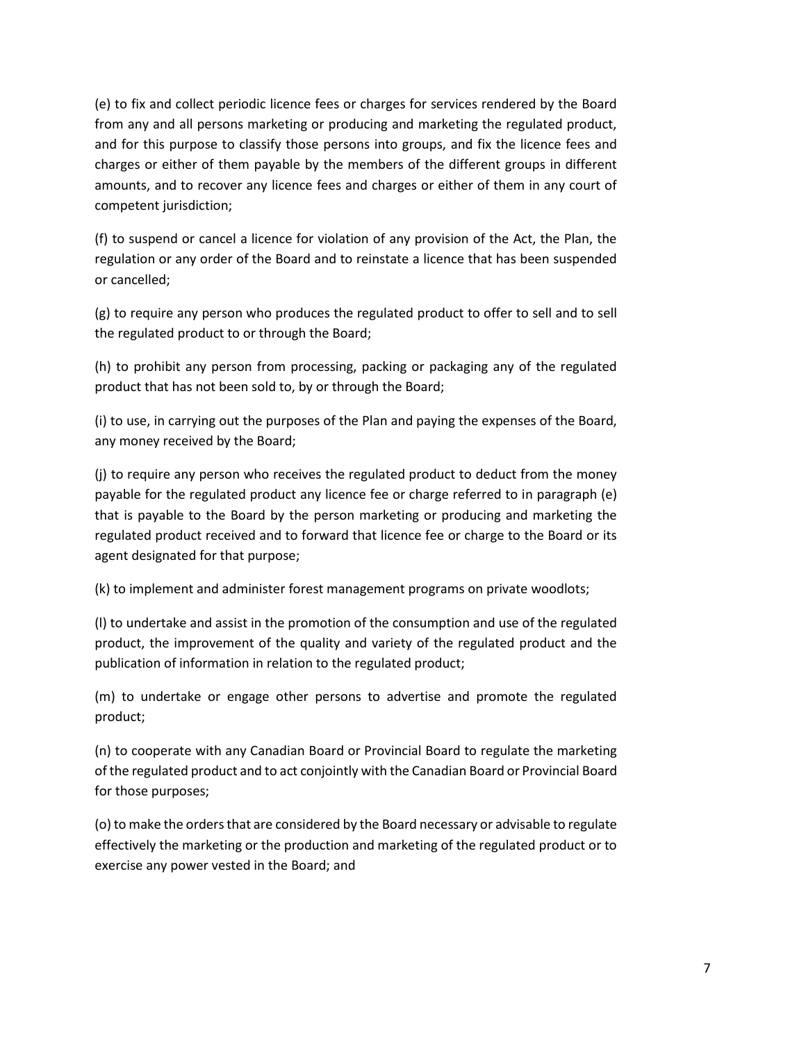(e) to fix and collect periodic licence fees or charges for services rendered by the Board from any and all persons marketing or producing and marketing the regulated product, and for this purpose to classify those persons into groups, and fix the licence fees and charges or either of them payable by the members of the different groups in different amounts, and to recover any licence fees and charges or either of them in any court of competent jurisdiction;

(f) to suspend or cancel a licence for violation of any provision of the Act, the Plan, the regulation or any order of the Board and to reinstate a licence that has been suspended or cancelled;

(g) to require any person who produces the regulated product to offer to sell and to sell the regulated product to or through the Board;

(h) to prohibit any person from processing, packing or packaging any of the regulated product that has not been sold to, by or through the Board;

(i) to use, in carrying out the purposes of the Plan and paying the expenses of the Board, any money received by the Board;

(j) to require any person who receives the regulated product to deduct from the money payable for the regulated product any licence fee or charge referred to in paragraph (e) that is payable to the Board by the person marketing or producing and marketing the regulated product received and to forward that licence fee or charge to the Board or its agent designated for that purpose;

(k) to implement and administer forest management programs on private woodlots;

(l) to undertake and assist in the promotion of the consumption and use of the regulated product, the improvement of the quality and variety of the regulated product and the publication of information in relation to the regulated product;

(m) to undertake or engage other persons to advertise and promote the regulated product;

(n) to cooperate with any Canadian Board or Provincial Board to regulate the marketing of the regulated product and to act conjointly with the Canadian Board or Provincial Board for those purposes;

(o) to make the orders that are considered by the Board necessary or advisable to regulate effectively the marketing or the production and marketing of the regulated product or to exercise any power vested in the Board; and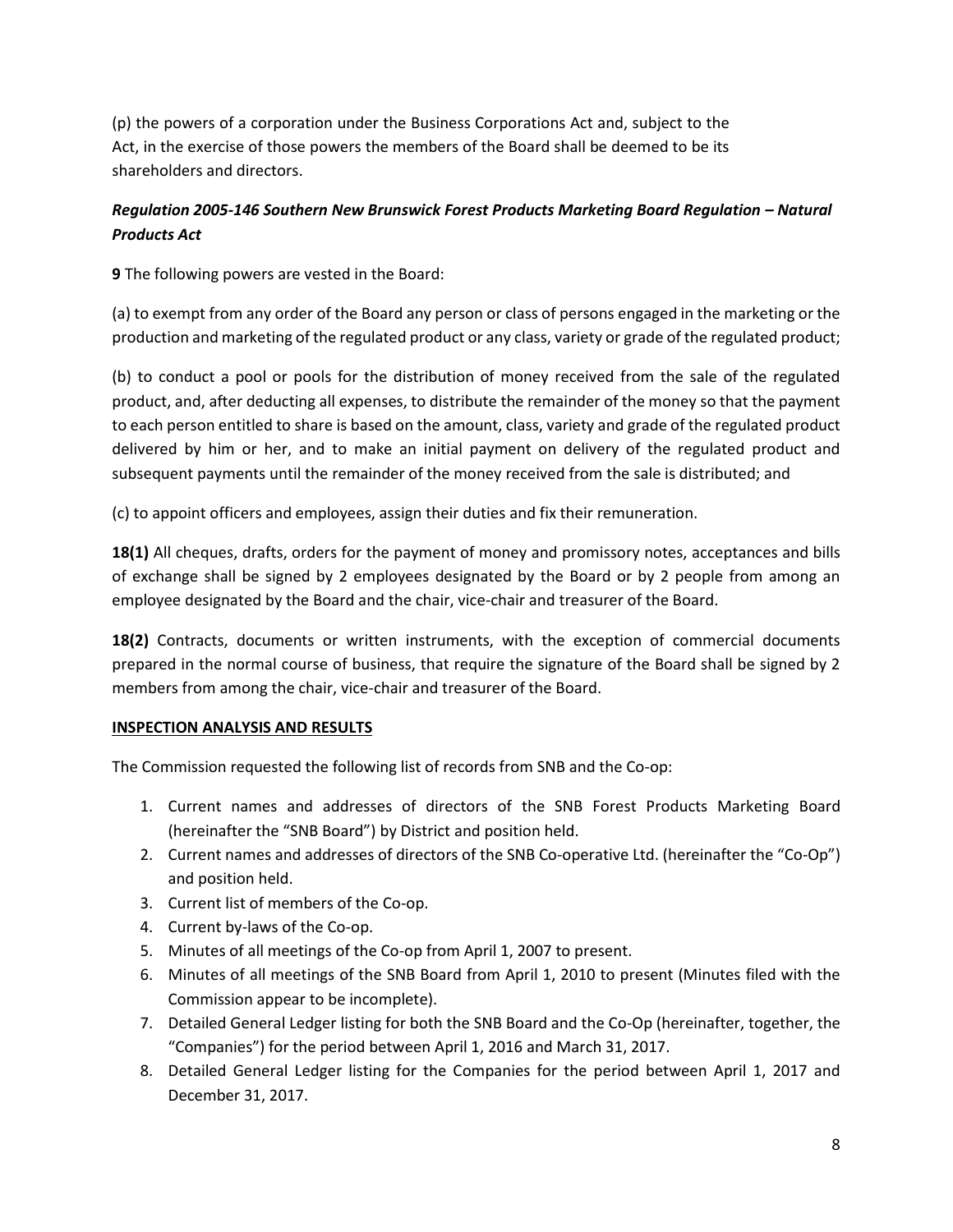(p) the powers of a corporation under the Business Corporations Act and, subject to the Act, in the exercise of those powers the members of the Board shall be deemed to be its shareholders and directors.

***Regulation 2005-146 Southern New Brunswick Forest Products Marketing Board Regulation – Natural Products Act***

**9** The following powers are vested in the Board:

(a) to exempt from any order of the Board any person or class of persons engaged in the marketing or the production and marketing of the regulated product or any class, variety or grade of the regulated product;

(b) to conduct a pool or pools for the distribution of money received from the sale of the regulated product, and, after deducting all expenses, to distribute the remainder of the money so that the payment to each person entitled to share is based on the amount, class, variety and grade of the regulated product delivered by him or her, and to make an initial payment on delivery of the regulated product and subsequent payments until the remainder of the money received from the sale is distributed; and

(c) to appoint officers and employees, assign their duties and fix their remuneration.

**18(1)** All cheques, drafts, orders for the payment of money and promissory notes, acceptances and bills of exchange shall be signed by 2 employees designated by the Board or by 2 people from among an employee designated by the Board and the chair, vice-chair and treasurer of the Board.

**18(2)** Contracts, documents or written instruments, with the exception of commercial documents prepared in the normal course of business, that require the signature of the Board shall be signed by 2 members from among the chair, vice-chair and treasurer of the Board.

**INSPECTION ANALYSIS AND RESULTS**

The Commission requested the following list of records from SNB and the Co-op:

1. Current names and addresses of directors of the SNB Forest Products Marketing Board (hereinafter the "SNB Board") by District and position held.
2. Current names and addresses of directors of the SNB Co-operative Ltd. (hereinafter the "Co-Op") and position held.
3. Current list of members of the Co-op.
4. Current by-laws of the Co-op.
5. Minutes of all meetings of the Co-op from April 1, 2007 to present.
6. Minutes of all meetings of the SNB Board from April 1, 2010 to present (Minutes filed with the Commission appear to be incomplete).
7. Detailed General Ledger listing for both the SNB Board and the Co-Op (hereinafter, together, the "Companies") for the period between April 1, 2016 and March 31, 2017.
8. Detailed General Ledger listing for the Companies for the period between April 1, 2017 and December 31, 2017.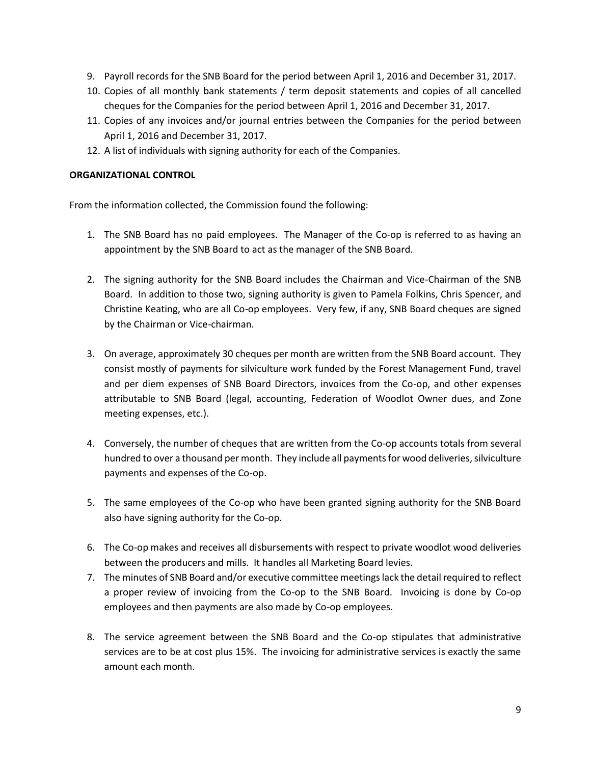9. Payroll records for the SNB Board for the period between April 1, 2016 and December 31, 2017.
10. Copies of all monthly bank statements / term deposit statements and copies of all cancelled cheques for the Companies for the period between April 1, 2016 and December 31, 2017.
11. Copies of any invoices and/or journal entries between the Companies for the period between April 1, 2016 and December 31, 2017.
12. A list of individuals with signing authority for each of the Companies.

**ORGANIZATIONAL CONTROL**

From the information collected, the Commission found the following:

1. The SNB Board has no paid employees. The Manager of the Co-op is referred to as having an appointment by the SNB Board to act as the manager of the SNB Board.

2. The signing authority for the SNB Board includes the Chairman and Vice-Chairman of the SNB Board. In addition to those two, signing authority is given to Pamela Folkins, Chris Spencer, and Christine Keating, who are all Co-op employees. Very few, if any, SNB Board cheques are signed by the Chairman or Vice-chairman.

3. On average, approximately 30 cheques per month are written from the SNB Board account. They consist mostly of payments for silviculture work funded by the Forest Management Fund, travel and per diem expenses of SNB Board Directors, invoices from the Co-op, and other expenses attributable to SNB Board (legal, accounting, Federation of Woodlot Owner dues, and Zone meeting expenses, etc.).

4. Conversely, the number of cheques that are written from the Co-op accounts totals from several hundred to over a thousand per month. They include all payments for wood deliveries, silviculture payments and expenses of the Co-op.

5. The same employees of the Co-op who have been granted signing authority for the SNB Board also have signing authority for the Co-op.

6. The Co-op makes and receives all disbursements with respect to private woodlot wood deliveries between the producers and mills. It handles all Marketing Board levies.
7. The minutes of SNB Board and/or executive committee meetings lack the detail required to reflect a proper review of invoicing from the Co-op to the SNB Board. Invoicing is done by Co-op employees and then payments are also made by Co-op employees.

8. The service agreement between the SNB Board and the Co-op stipulates that administrative services are to be at cost plus 15%. The invoicing for administrative services is exactly the same amount each month.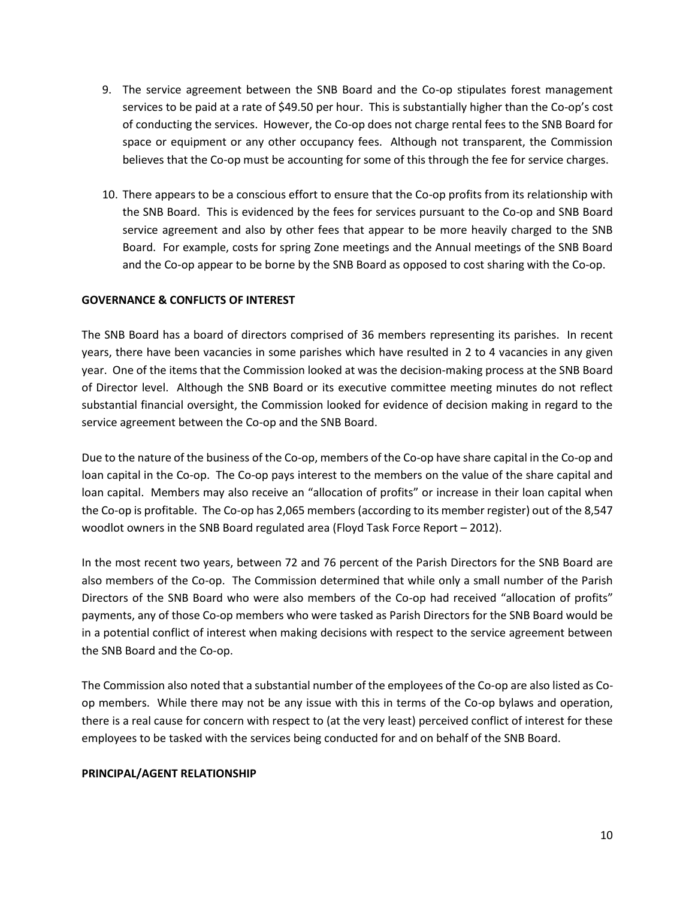9. The service agreement between the SNB Board and the Co-op stipulates forest management services to be paid at a rate of $49.50 per hour. This is substantially higher than the Co-op's cost of conducting the services. However, the Co-op does not charge rental fees to the SNB Board for space or equipment or any other occupancy fees. Although not transparent, the Commission believes that the Co-op must be accounting for some of this through the fee for service charges.

10. There appears to be a conscious effort to ensure that the Co-op profits from its relationship with the SNB Board. This is evidenced by the fees for services pursuant to the Co-op and SNB Board service agreement and also by other fees that appear to be more heavily charged to the SNB Board. For example, costs for spring Zone meetings and the Annual meetings of the SNB Board and the Co-op appear to be borne by the SNB Board as opposed to cost sharing with the Co-op.

**GOVERNANCE & CONFLICTS OF INTEREST**

The SNB Board has a board of directors comprised of 36 members representing its parishes. In recent years, there have been vacancies in some parishes which have resulted in 2 to 4 vacancies in any given year. One of the items that the Commission looked at was the decision-making process at the SNB Board of Director level. Although the SNB Board or its executive committee meeting minutes do not reflect substantial financial oversight, the Commission looked for evidence of decision making in regard to the service agreement between the Co-op and the SNB Board.

Due to the nature of the business of the Co-op, members of the Co-op have share capital in the Co-op and loan capital in the Co-op. The Co-op pays interest to the members on the value of the share capital and loan capital. Members may also receive an "allocation of profits" or increase in their loan capital when the Co-op is profitable. The Co-op has 2,065 members (according to its member register) out of the 8,547 woodlot owners in the SNB Board regulated area (Floyd Task Force Report – 2012).

In the most recent two years, between 72 and 76 percent of the Parish Directors for the SNB Board are also members of the Co-op. The Commission determined that while only a small number of the Parish Directors of the SNB Board who were also members of the Co-op had received "allocation of profits" payments, any of those Co-op members who were tasked as Parish Directors for the SNB Board would be in a potential conflict of interest when making decisions with respect to the service agreement between the SNB Board and the Co-op.

The Commission also noted that a substantial number of the employees of the Co-op are also listed as Co-op members. While there may not be any issue with this in terms of the Co-op bylaws and operation, there is a real cause for concern with respect to (at the very least) perceived conflict of interest for these employees to be tasked with the services being conducted for and on behalf of the SNB Board.

**PRINCIPAL/AGENT RELATIONSHIP**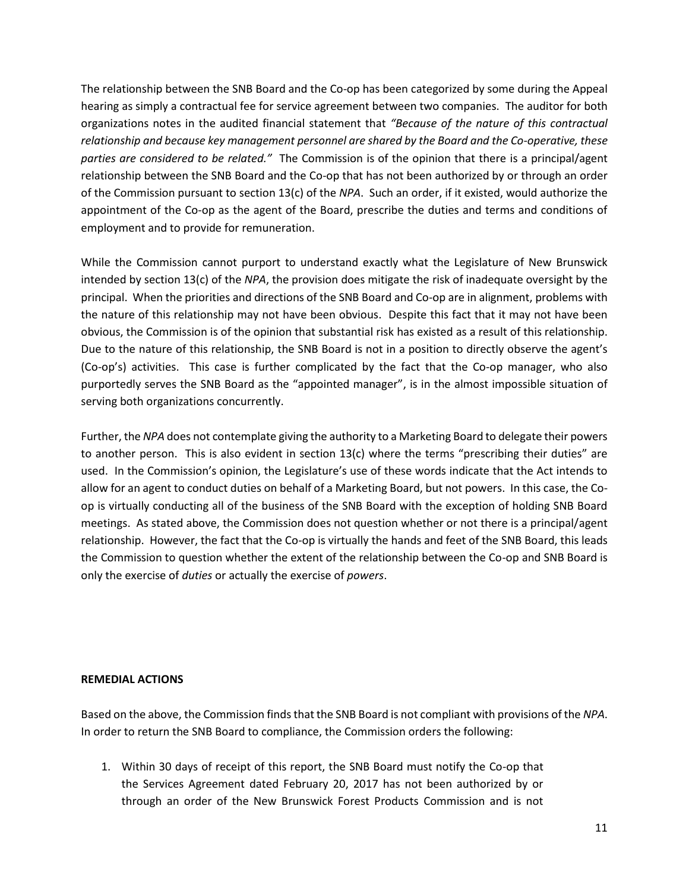The relationship between the SNB Board and the Co-op has been categorized by some during the Appeal hearing as simply a contractual fee for service agreement between two companies. The auditor for both organizations notes in the audited financial statement that *"Because of the nature of this contractual relationship and because key management personnel are shared by the Board and the Co-operative, these parties are considered to be related."* The Commission is of the opinion that there is a principal/agent relationship between the SNB Board and the Co-op that has not been authorized by or through an order of the Commission pursuant to section 13(c) of the *NPA*. Such an order, if it existed, would authorize the appointment of the Co-op as the agent of the Board, prescribe the duties and terms and conditions of employment and to provide for remuneration.

While the Commission cannot purport to understand exactly what the Legislature of New Brunswick intended by section 13(c) of the *NPA*, the provision does mitigate the risk of inadequate oversight by the principal. When the priorities and directions of the SNB Board and Co-op are in alignment, problems with the nature of this relationship may not have been obvious. Despite this fact that it may not have been obvious, the Commission is of the opinion that substantial risk has existed as a result of this relationship. Due to the nature of this relationship, the SNB Board is not in a position to directly observe the agent's (Co-op's) activities. This case is further complicated by the fact that the Co-op manager, who also purportedly serves the SNB Board as the "appointed manager", is in the almost impossible situation of serving both organizations concurrently.

Further, the *NPA* does not contemplate giving the authority to a Marketing Board to delegate their powers to another person. This is also evident in section 13(c) where the terms "prescribing their duties" are used. In the Commission's opinion, the Legislature's use of these words indicate that the Act intends to allow for an agent to conduct duties on behalf of a Marketing Board, but not powers. In this case, the Co-op is virtually conducting all of the business of the SNB Board with the exception of holding SNB Board meetings. As stated above, the Commission does not question whether or not there is a principal/agent relationship. However, the fact that the Co-op is virtually the hands and feet of the SNB Board, this leads the Commission to question whether the extent of the relationship between the Co-op and SNB Board is only the exercise of *duties* or actually the exercise of *powers*.

**REMEDIAL ACTIONS**

Based on the above, the Commission finds that the SNB Board is not compliant with provisions of the *NPA*. In order to return the SNB Board to compliance, the Commission orders the following:

1. Within 30 days of receipt of this report, the SNB Board must notify the Co-op that the Services Agreement dated February 20, 2017 has not been authorized by or through an order of the New Brunswick Forest Products Commission and is not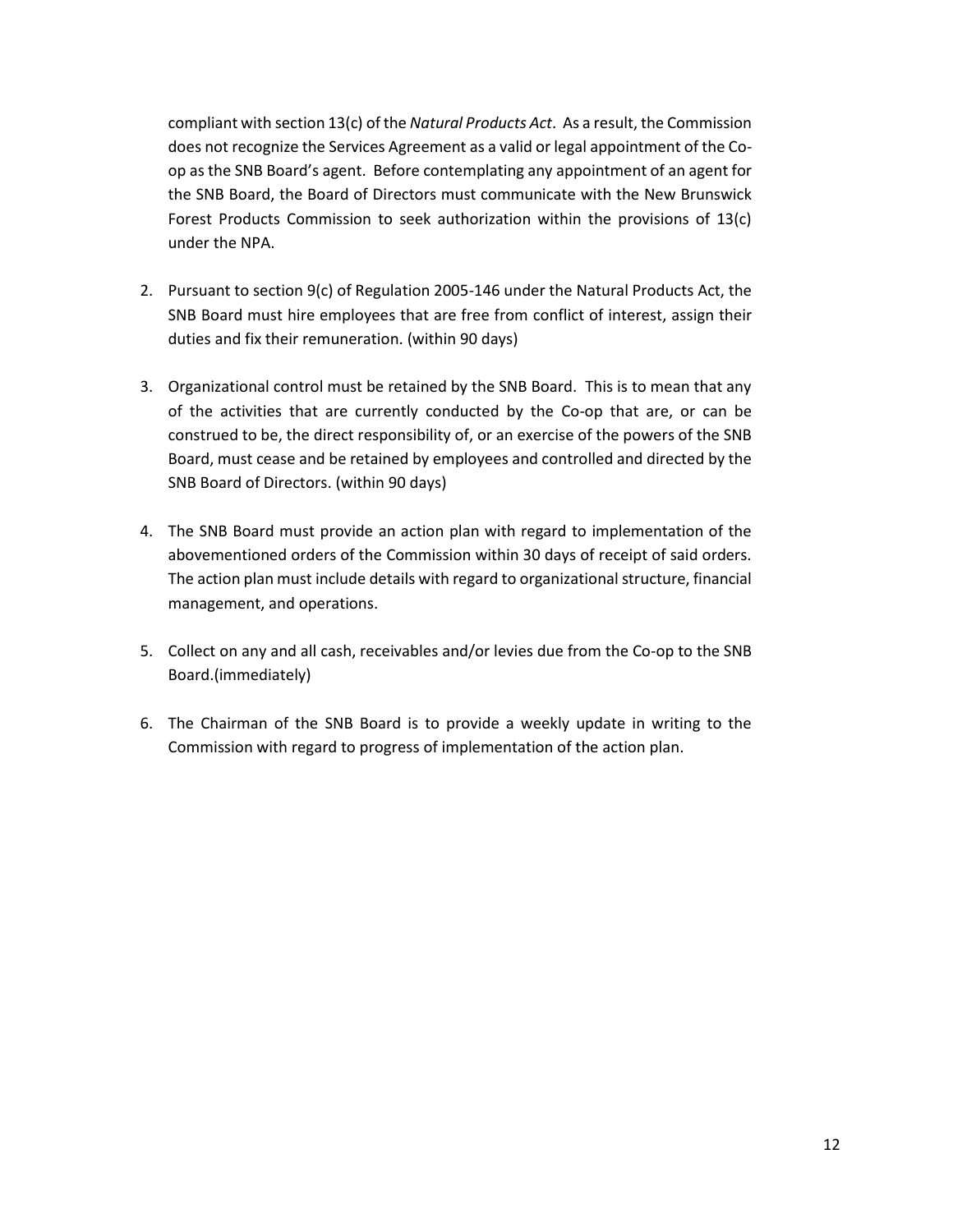compliant with section 13(c) of the *Natural Products Act*. As a result, the Commission does not recognize the Services Agreement as a valid or legal appointment of the Co-op as the SNB Board's agent. Before contemplating any appointment of an agent for the SNB Board, the Board of Directors must communicate with the New Brunswick Forest Products Commission to seek authorization within the provisions of 13(c) under the NPA.

2. Pursuant to section 9(c) of Regulation 2005-146 under the Natural Products Act, the SNB Board must hire employees that are free from conflict of interest, assign their duties and fix their remuneration. (within 90 days)

3. Organizational control must be retained by the SNB Board. This is to mean that any of the activities that are currently conducted by the Co-op that are, or can be construed to be, the direct responsibility of, or an exercise of the powers of the SNB Board, must cease and be retained by employees and controlled and directed by the SNB Board of Directors. (within 90 days)

4. The SNB Board must provide an action plan with regard to implementation of the abovementioned orders of the Commission within 30 days of receipt of said orders. The action plan must include details with regard to organizational structure, financial management, and operations.

5. Collect on any and all cash, receivables and/or levies due from the Co-op to the SNB Board.(immediately)

6. The Chairman of the SNB Board is to provide a weekly update in writing to the Commission with regard to progress of implementation of the action plan.